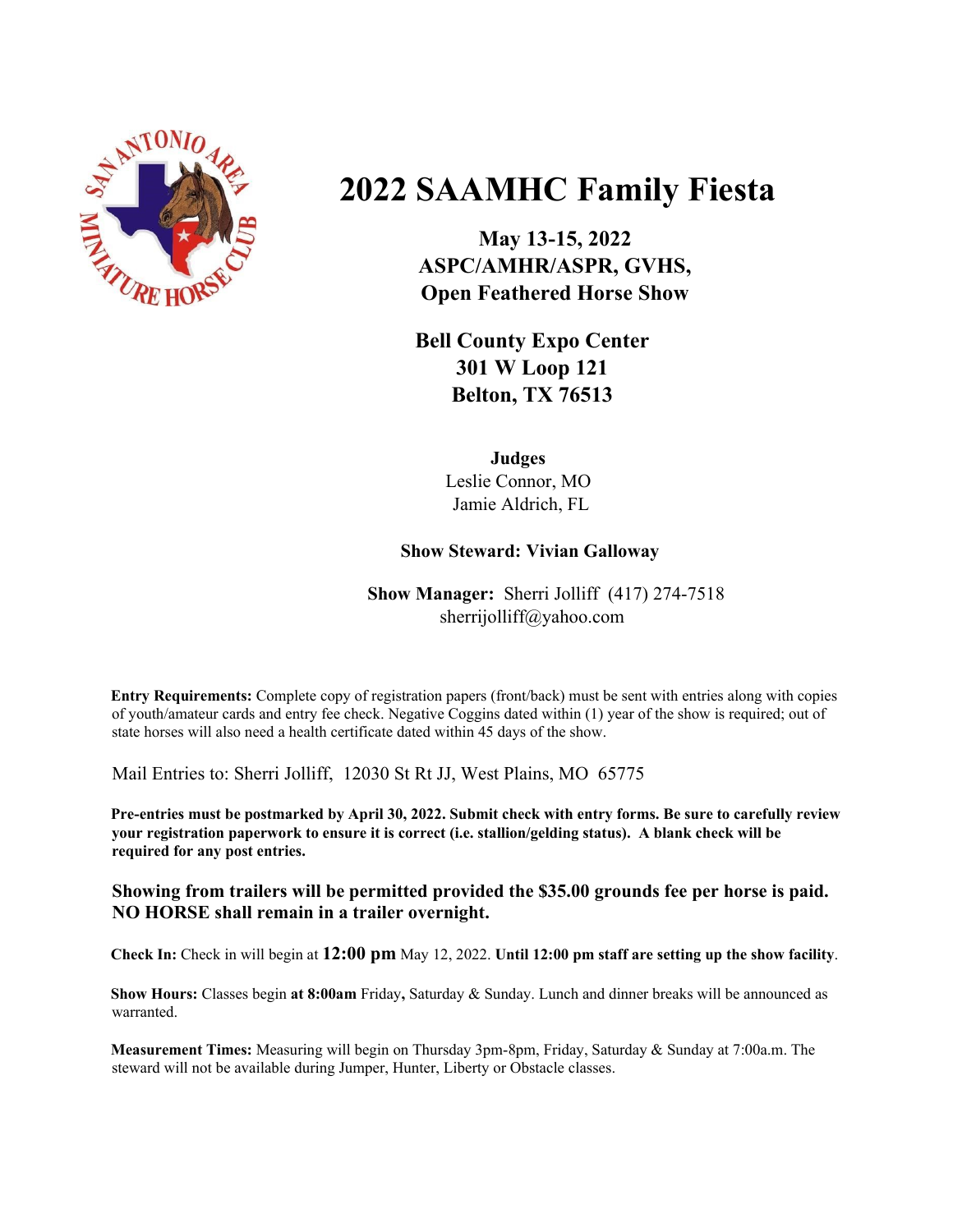# 2022 SAAMHC Family Fiesta

**May 13-15, 2022**
**ASPC/AMHR/ASPR, GVHS,**
**Open Feathered Horse Show**

**Bell County Expo Center**
**301 W Loop 121**
**Belton, TX 76513**

**Judges**
Leslie Connor, MO
Jamie Aldrich, FL

**Show Steward: Vivian Galloway**

**Show Manager:** Sherri Jolliff (417) 274-7518
sherrijolliff@yahoo.com

**Entry Requirements:** Complete copy of registration papers (front/back) must be sent with entries along with copies of youth/amateur cards and entry fee check. Negative Coggins dated within (1) year of the show is required; out of state horses will also need a health certificate dated within 45 days of the show.

Mail Entries to: Sherri Jolliff, 12030 St Rt JJ, West Plains, MO 65775

**Pre-entries must be postmarked by April 30, 2022. Submit check with entry forms. Be sure to carefully review your registration paperwork to ensure it is correct (i.e. stallion/gelding status). A blank check will be required for any post entries.**

**Showing from trailers will be permitted provided the $35.00 grounds fee per horse is paid. NO HORSE shall remain in a trailer overnight.**

**Check In:** Check in will begin at **12:00 pm** May 12, 2022. **Until 12:00 pm staff are setting up the show facility**.

**Show Hours:** Classes begin **at 8:00am** Friday**,** Saturday & Sunday. Lunch and dinner breaks will be announced as warranted.

**Measurement Times:** Measuring will begin on Thursday 3pm-8pm, Friday, Saturday & Sunday at 7:00a.m. The steward will not be available during Jumper, Hunter, Liberty or Obstacle classes.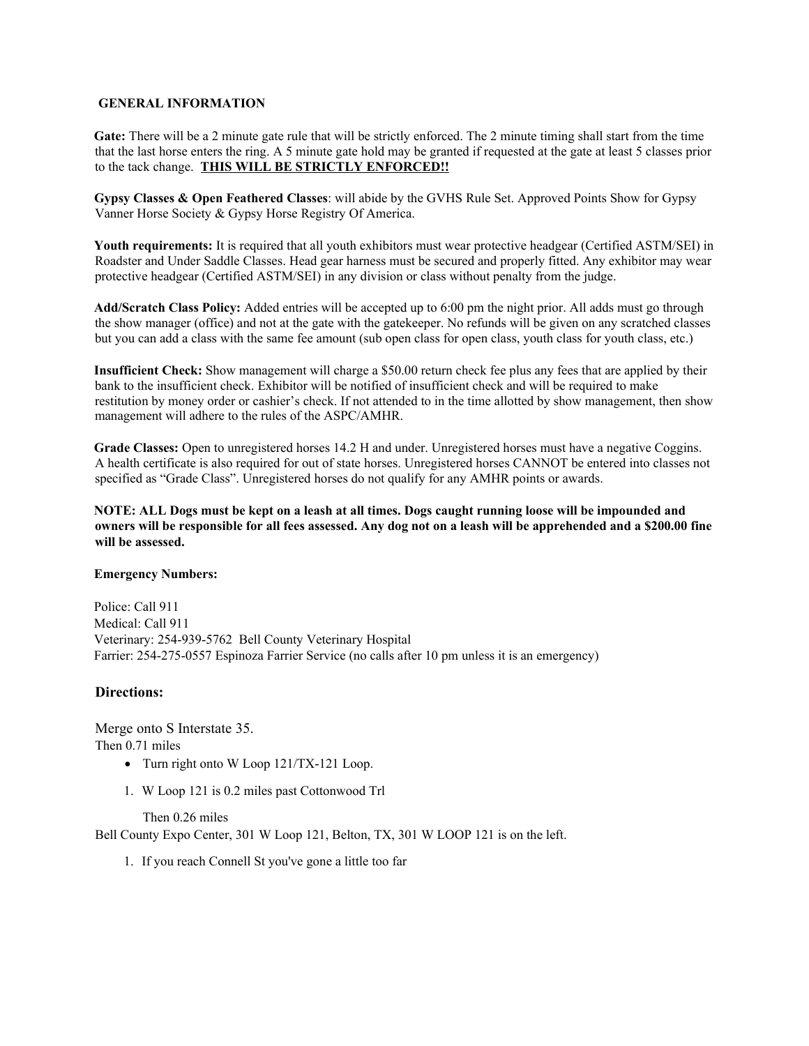## GENERAL INFORMATION

**Gate:** There will be a 2 minute gate rule that will be strictly enforced. The 2 minute timing shall start from the time that the last horse enters the ring. A 5 minute gate hold may be granted if requested at the gate at least 5 classes prior to the tack change. **THIS WILL BE STRICTLY ENFORCED!!**

**Gypsy Classes & Open Feathered Classes**: will abide by the GVHS Rule Set. Approved Points Show for Gypsy Vanner Horse Society & Gypsy Horse Registry Of America.

**Youth requirements:** It is required that all youth exhibitors must wear protective headgear (Certified ASTM/SEI) in Roadster and Under Saddle Classes. Head gear harness must be secured and properly fitted. Any exhibitor may wear protective headgear (Certified ASTM/SEI) in any division or class without penalty from the judge.

**Add/Scratch Class Policy:** Added entries will be accepted up to 6:00 pm the night prior. All adds must go through the show manager (office) and not at the gate with the gatekeeper. No refunds will be given on any scratched classes but you can add a class with the same fee amount (sub open class for open class, youth class for youth class, etc.)

**Insufficient Check:** Show management will charge a $50.00 return check fee plus any fees that are applied by their bank to the insufficient check. Exhibitor will be notified of insufficient check and will be required to make restitution by money order or cashier's check. If not attended to in the time allotted by show management, then show management will adhere to the rules of the ASPC/AMHR.

**Grade Classes:** Open to unregistered horses 14.2 H and under. Unregistered horses must have a negative Coggins. A health certificate is also required for out of state horses. Unregistered horses CANNOT be entered into classes not specified as "Grade Class". Unregistered horses do not qualify for any AMHR points or awards.

**NOTE: ALL Dogs must be kept on a leash at all times. Dogs caught running loose will be impounded and owners will be responsible for all fees assessed. Any dog not on a leash will be apprehended and a $200.00 fine will be assessed.**

**Emergency Numbers:**

Police: Call 911
Medical: Call 911
Veterinary: 254-939-5762 Bell County Veterinary Hospital
Farrier: 254-275-0557 Espinoza Farrier Service (no calls after 10 pm unless it is an emergency)

### Directions:

Merge onto S Interstate 35.
Then 0.71 miles

- Turn right onto W Loop 121/TX-121 Loop.

1. W Loop 121 is 0.2 miles past Cottonwood Trl

   Then 0.26 miles

Bell County Expo Center, 301 W Loop 121, Belton, TX, 301 W LOOP 121 is on the left.

1. If you reach Connell St you've gone a little too far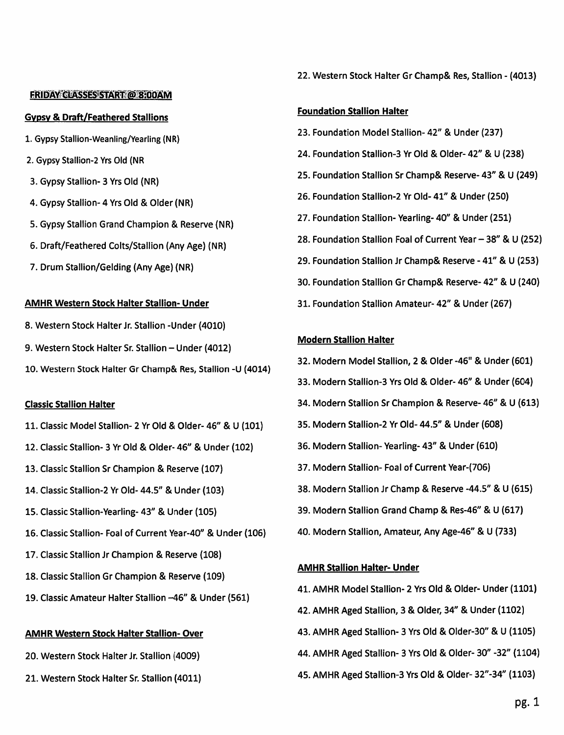**FRIDAY CLASSES START @ 8:00AM**

**Gypsy & Draft/Feathered Stallions**

1. Gypsy Stallion-Weanling/Yearling (NR)
2. Gypsy Stallion-2 Yrs Old (NR
3. Gypsy Stallion- 3 Yrs Old (NR)
4. Gypsy Stallion- 4 Yrs Old & Older (NR)
5. Gypsy Stallion Grand Champion & Reserve (NR)
6. Draft/Feathered Colts/Stallion (Any Age) (NR)
7. Drum Stallion/Gelding (Any Age) (NR)

**AMHR Western Stock Halter Stallion- Under**

8. Western Stock Halter Jr. Stallion -Under (4010)
9. Western Stock Halter Sr. Stallion – Under (4012)
10. Western Stock Halter Gr Champ& Res, Stallion -U (4014)

**Classic Stallion Halter**

11. Classic Model Stallion- 2 Yr Old & Older- 46" & U (101)
12. Classic Stallion- 3 Yr Old & Older- 46" & Under (102)
13. Classic Stallion Sr Champion & Reserve (107)
14. Classic Stallion-2 Yr Old- 44.5" & Under (103)
15. Classic Stallion-Yearling- 43" & Under (105)
16. Classic Stallion- Foal of Current Year-40" & Under (106)
17. Classic Stallion Jr Champion & Reserve (108)
18. Classic Stallion Gr Champion & Reserve (109)
19. Classic Amateur Halter Stallion –46" & Under (561)

**AMHR Western Stock Halter Stallion- Over**

20. Western Stock Halter Jr. Stallion (4009)
21. Western Stock Halter Sr. Stallion (4011)
22. Western Stock Halter Gr Champ& Res, Stallion - (4013)

**Foundation Stallion Halter**

23. Foundation Model Stallion- 42" & Under (237)
24. Foundation Stallion-3 Yr Old & Older- 42" & U (238)
25. Foundation Stallion Sr Champ& Reserve- 43" & U (249)
26. Foundation Stallion-2 Yr Old- 41" & Under (250)
27. Foundation Stallion- Yearling- 40" & Under (251)
28. Foundation Stallion Foal of Current Year – 38" & U (252)
29. Foundation Stallion Jr Champ& Reserve - 41" & U (253)
30. Foundation Stallion Gr Champ& Reserve- 42" & U (240)
31. Foundation Stallion Amateur- 42" & Under (267)

**Modern Stallion Halter**

32. Modern Model Stallion, 2 & Older -46" & Under (601)
33. Modern Stallion-3 Yrs Old & Older- 46" & Under (604)
34. Modern Stallion Sr Champion & Reserve- 46" & U (613)
35. Modern Stallion-2 Yr Old- 44.5" & Under (608)
36. Modern Stallion- Yearling- 43" & Under (610)
37. Modern Stallion- Foal of Current Year-(706)
38. Modern Stallion Jr Champ & Reserve -44.5" & U (615)
39. Modern Stallion Grand Champ & Res-46" & U (617)
40. Modern Stallion, Amateur, Any Age-46" & U (733)

**AMHR Stallion Halter- Under**

41. AMHR Model Stallion- 2 Yrs Old & Older- Under (1101)
42. AMHR Aged Stallion, 3 & Older, 34" & Under (1102)
43. AMHR Aged Stallion- 3 Yrs Old & Older-30" & U (1105)
44. AMHR Aged Stallion- 3 Yrs Old & Older- 30" -32" (1104)
45. AMHR Aged Stallion-3 Yrs Old & Older- 32"-34" (1103)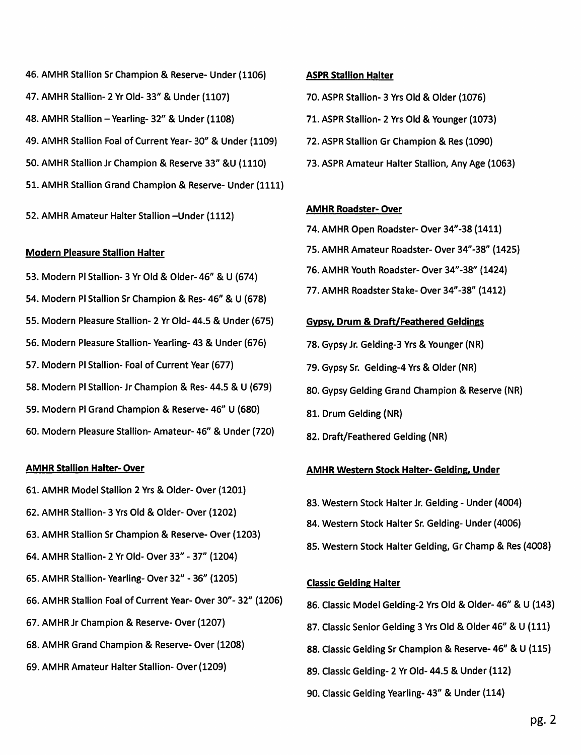46. AMHR Stallion Sr Champion & Reserve- Under (1106)

47. AMHR Stallion- 2 Yr Old- 33" & Under (1107)

48. AMHR Stallion – Yearling- 32" & Under (1108)

49. AMHR Stallion Foal of Current Year- 30" & Under (1109)

50. AMHR Stallion Jr Champion & Reserve 33" &U (1110)

51. AMHR Stallion Grand Champion & Reserve- Under (1111)

52. AMHR Amateur Halter Stallion –Under (1112)

**Modern Pleasure Stallion Halter**

53. Modern Pl Stallion- 3 Yr Old & Older- 46" & U (674)

54. Modern Pl Stallion Sr Champion & Res- 46" & U (678)

55. Modern Pleasure Stallion- 2 Yr Old- 44.5 & Under (675)

56. Modern Pleasure Stallion- Yearling- 43 & Under (676)

57. Modern Pl Stallion- Foal of Current Year (677)

58. Modern Pl Stallion- Jr Champion & Res- 44.5 & U (679)

59. Modern Pl Grand Champion & Reserve- 46" U (680)

60. Modern Pleasure Stallion- Amateur- 46" & Under (720)

**AMHR Stallion Halter- Over**

61. AMHR Model Stallion 2 Yrs & Older- Over (1201)

62. AMHR Stallion- 3 Yrs Old & Older- Over (1202)

63. AMHR Stallion Sr Champion & Reserve- Over (1203)

64. AMHR Stallion- 2 Yr Old- Over 33" - 37" (1204)

65. AMHR Stallion- Yearling- Over 32" - 36" (1205)

66. AMHR Stallion Foal of Current Year- Over 30"- 32" (1206)

67. AMHR Jr Champion & Reserve- Over (1207)

68. AMHR Grand Champion & Reserve- Over (1208)

69. AMHR Amateur Halter Stallion- Over (1209)

**ASPR Stallion Halter**

70. ASPR Stallion- 3 Yrs Old & Older (1076)

71. ASPR Stallion- 2 Yrs Old & Younger (1073)

72. ASPR Stallion Gr Champion & Res (1090)

73. ASPR Amateur Halter Stallion, Any Age (1063)

**AMHR Roadster- Over**

74. AMHR Open Roadster- Over 34"-38 (1411)

75. AMHR Amateur Roadster- Over 34"-38" (1425)

76. AMHR Youth Roadster- Over 34"-38" (1424)

77. AMHR Roadster Stake- Over 34"-38" (1412)

**Gypsy, Drum & Draft/Feathered Geldings**

78. Gypsy Jr. Gelding-3 Yrs & Younger (NR)

79. Gypsy Sr. Gelding-4 Yrs & Older (NR)

80. Gypsy Gelding Grand Champion & Reserve (NR)

81. Drum Gelding (NR)

82. Draft/Feathered Gelding (NR)

**AMHR Western Stock Halter- Gelding, Under**

83. Western Stock Halter Jr. Gelding - Under (4004)

84. Western Stock Halter Sr. Gelding- Under (4006)

85. Western Stock Halter Gelding, Gr Champ & Res (4008)

**Classic Gelding Halter**

86. Classic Model Gelding-2 Yrs Old & Older- 46" & U (143)

87. Classic Senior Gelding 3 Yrs Old & Older 46" & U (111)

88. Classic Gelding Sr Champion & Reserve- 46" & U (115)

89. Classic Gelding- 2 Yr Old- 44.5 & Under (112)

90. Classic Gelding Yearling- 43" & Under (114)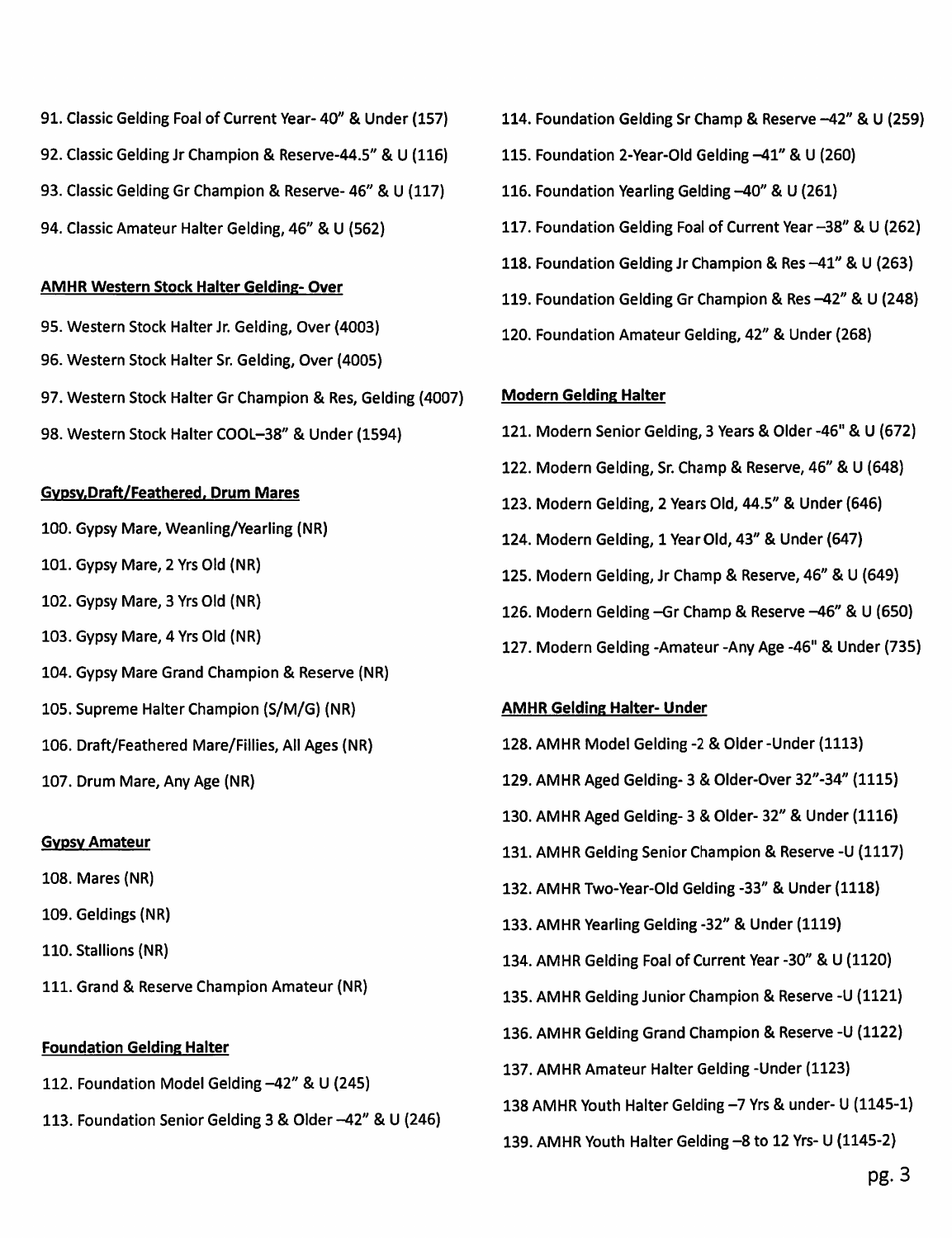91. Classic Gelding Foal of Current Year- 40" & Under (157)

92. Classic Gelding Jr Champion & Reserve-44.5" & U (116)

93. Classic Gelding Gr Champion & Reserve- 46" & U (117)

94. Classic Amateur Halter Gelding, 46" & U (562)

**AMHR Western Stock Halter Gelding- Over**

95. Western Stock Halter Jr. Gelding, Over (4003)

96. Western Stock Halter Sr. Gelding, Over (4005)

97. Western Stock Halter Gr Champion & Res, Gelding (4007)

98. Western Stock Halter COOL–38" & Under (1594)

**Gypsy,Draft/Feathered, Drum Mares**

100. Gypsy Mare, Weanling/Yearling (NR)

101. Gypsy Mare, 2 Yrs Old (NR)

102. Gypsy Mare, 3 Yrs Old (NR)

103. Gypsy Mare, 4 Yrs Old (NR)

104. Gypsy Mare Grand Champion & Reserve (NR)

105. Supreme Halter Champion (S/M/G) (NR)

106. Draft/Feathered Mare/Fillies, All Ages (NR)

107. Drum Mare, Any Age (NR)

**Gypsy Amateur**

108. Mares (NR)

109. Geldings (NR)

110. Stallions (NR)

111. Grand & Reserve Champion Amateur (NR)

**Foundation Gelding Halter**

112. Foundation Model Gelding –42" & U (245)

113. Foundation Senior Gelding 3 & Older –42" & U (246)

114. Foundation Gelding Sr Champ & Reserve –42" & U (259)

115. Foundation 2-Year-Old Gelding –41" & U (260)

116. Foundation Yearling Gelding –40" & U (261)

117. Foundation Gelding Foal of Current Year –38" & U (262)

118. Foundation Gelding Jr Champion & Res –41" & U (263)

119. Foundation Gelding Gr Champion & Res –42" & U (248)

120. Foundation Amateur Gelding, 42" & Under (268)

**Modern Gelding Halter**

121. Modern Senior Gelding, 3 Years & Older -46" & U (672)

122. Modern Gelding, Sr. Champ & Reserve, 46" & U (648)

123. Modern Gelding, 2 Years Old, 44.5" & Under (646)

124. Modern Gelding, 1 Year Old, 43" & Under (647)

125. Modern Gelding, Jr Champ & Reserve, 46" & U (649)

126. Modern Gelding –Gr Champ & Reserve –46" & U (650)

127. Modern Gelding -Amateur -Any Age -46" & Under (735)

**AMHR Gelding Halter- Under**

128. AMHR Model Gelding -2 & Older -Under (1113)

129. AMHR Aged Gelding- 3 & Older-Over 32"-34" (1115)

130. AMHR Aged Gelding- 3 & Older- 32" & Under (1116)

131. AMHR Gelding Senior Champion & Reserve -U (1117)

132. AMHR Two-Year-Old Gelding -33" & Under (1118)

133. AMHR Yearling Gelding -32" & Under (1119)

134. AMHR Gelding Foal of Current Year -30" & U (1120)

135. AMHR Gelding Junior Champion & Reserve -U (1121)

136. AMHR Gelding Grand Champion & Reserve -U (1122)

137. AMHR Amateur Halter Gelding -Under (1123)

138 AMHR Youth Halter Gelding –7 Yrs & under- U (1145-1)

139. AMHR Youth Halter Gelding –8 to 12 Yrs- U (1145-2)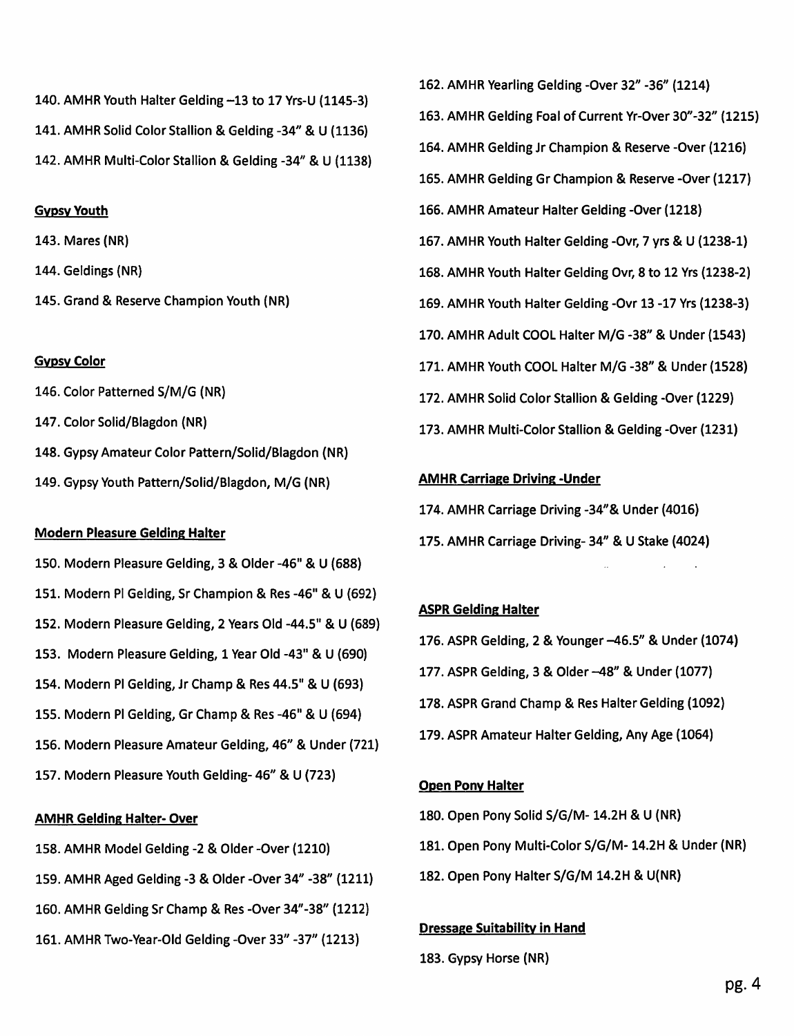140. AMHR Youth Halter Gelding –13 to 17 Yrs-U (1145-3)

141. AMHR Solid Color Stallion & Gelding -34" & U (1136)

142. AMHR Multi-Color Stallion & Gelding -34" & U (1138)

**Gypsy Youth**

143. Mares (NR)

144. Geldings (NR)

145. Grand & Reserve Champion Youth (NR)

**Gypsy Color**

146. Color Patterned S/M/G (NR)

147. Color Solid/Blagdon (NR)

148. Gypsy Amateur Color Pattern/Solid/Blagdon (NR)

149. Gypsy Youth Pattern/Solid/Blagdon, M/G (NR)

**Modern Pleasure Gelding Halter**

150. Modern Pleasure Gelding, 3 & Older -46" & U (688)

151. Modern Pl Gelding, Sr Champion & Res -46" & U (692)

152. Modern Pleasure Gelding, 2 Years Old -44.5" & U (689)

153. Modern Pleasure Gelding, 1 Year Old -43" & U (690)

154. Modern Pl Gelding, Jr Champ & Res 44.5" & U (693)

155. Modern Pl Gelding, Gr Champ & Res -46" & U (694)

156. Modern Pleasure Amateur Gelding, 46" & Under (721)

157. Modern Pleasure Youth Gelding- 46" & U (723)

**AMHR Gelding Halter- Over**

158. AMHR Model Gelding -2 & Older -Over (1210)

159. AMHR Aged Gelding -3 & Older -Over 34" -38" (1211)

160. AMHR Gelding Sr Champ & Res -Over 34"-38" (1212)

161. AMHR Two-Year-Old Gelding -Over 33" -37" (1213)

162. AMHR Yearling Gelding -Over 32" -36" (1214)

163. AMHR Gelding Foal of Current Yr-Over 30"-32" (1215)

164. AMHR Gelding Jr Champion & Reserve -Over (1216)

165. AMHR Gelding Gr Champion & Reserve -Over (1217)

166. AMHR Amateur Halter Gelding -Over (1218)

167. AMHR Youth Halter Gelding -Ovr, 7 yrs & U (1238-1)

168. AMHR Youth Halter Gelding Ovr, 8 to 12 Yrs (1238-2)

169. AMHR Youth Halter Gelding -Ovr 13 -17 Yrs (1238-3)

170. AMHR Adult COOL Halter M/G -38" & Under (1543)

171. AMHR Youth COOL Halter M/G -38" & Under (1528)

172. AMHR Solid Color Stallion & Gelding -Over (1229)

173. AMHR Multi-Color Stallion & Gelding -Over (1231)

**AMHR Carriage Driving -Under**

174. AMHR Carriage Driving -34"& Under (4016)

175. AMHR Carriage Driving- 34" & U Stake (4024)

**ASPR Gelding Halter**

176. ASPR Gelding, 2 & Younger –46.5" & Under (1074)

177. ASPR Gelding, 3 & Older –48" & Under (1077)

178. ASPR Grand Champ & Res Halter Gelding (1092)

179. ASPR Amateur Halter Gelding, Any Age (1064)

**Open Pony Halter**

180. Open Pony Solid S/G/M- 14.2H & U (NR)

181. Open Pony Multi-Color S/G/M- 14.2H & Under (NR)

182. Open Pony Halter S/G/M 14.2H & U(NR)

**Dressage Suitability in Hand**

183. Gypsy Horse (NR)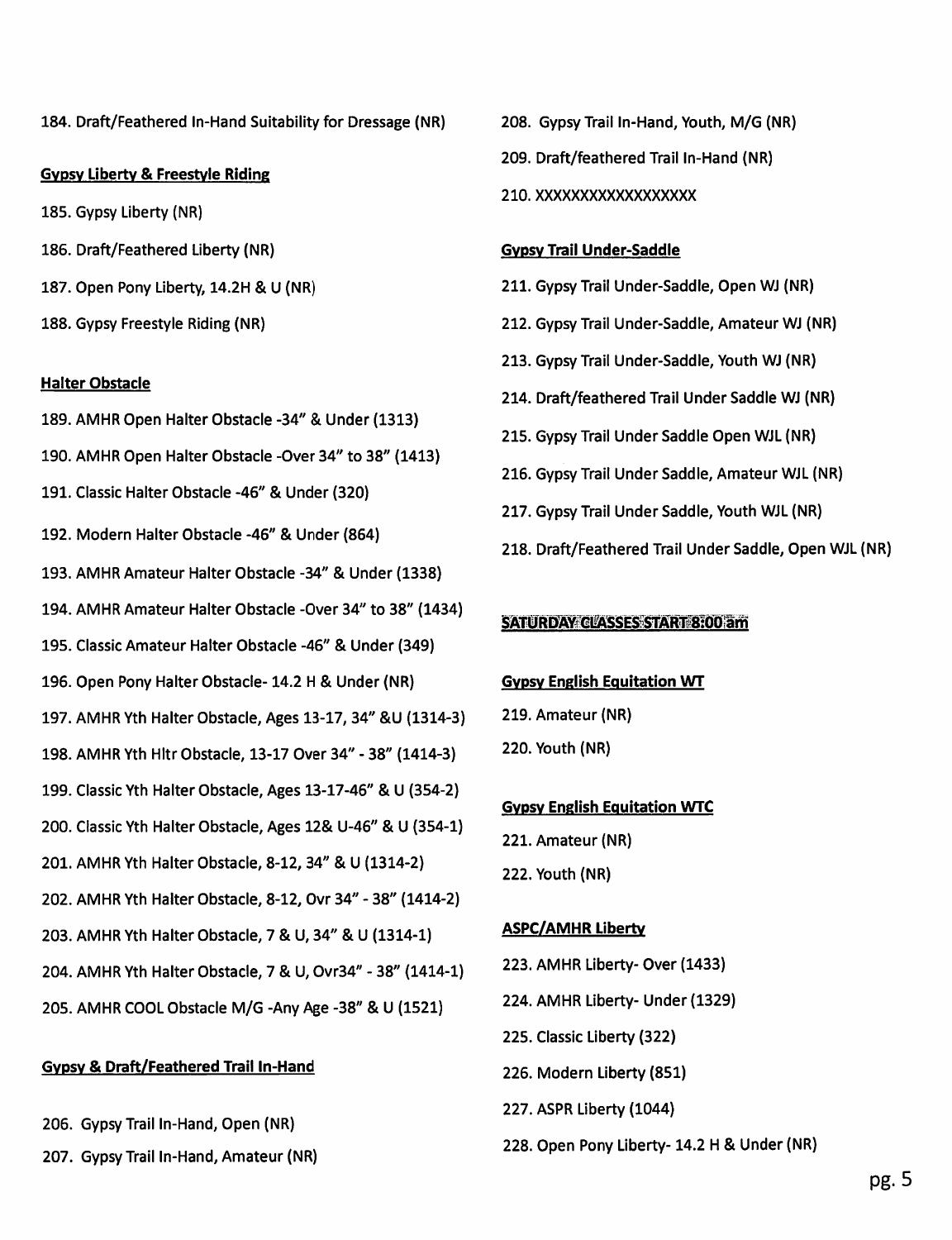184. Draft/Feathered In-Hand Suitability for Dressage (NR)

**Gypsy Liberty & Freestyle Riding**

185. Gypsy Liberty (NR)

186. Draft/Feathered Liberty (NR)

187. Open Pony Liberty, 14.2H & U (NR)

188. Gypsy Freestyle Riding (NR)

**Halter Obstacle**

189. AMHR Open Halter Obstacle -34" & Under (1313)

190. AMHR Open Halter Obstacle -Over 34" to 38" (1413)

191. Classic Halter Obstacle -46" & Under (320)

192. Modern Halter Obstacle -46" & Under (864)

193. AMHR Amateur Halter Obstacle -34" & Under (1338)

194. AMHR Amateur Halter Obstacle -Over 34" to 38" (1434)

195. Classic Amateur Halter Obstacle -46" & Under (349)

196. Open Pony Halter Obstacle- 14.2 H & Under (NR)

197. AMHR Yth Halter Obstacle, Ages 13-17, 34" &U (1314-3)

198. AMHR Yth Hltr Obstacle, 13-17 Over 34" - 38" (1414-3)

199. Classic Yth Halter Obstacle, Ages 13-17-46" & U (354-2)

200. Classic Yth Halter Obstacle, Ages 12& U-46" & U (354-1)

201. AMHR Yth Halter Obstacle, 8-12, 34" & U (1314-2)

202. AMHR Yth Halter Obstacle, 8-12, Ovr 34" - 38" (1414-2)

203. AMHR Yth Halter Obstacle, 7 & U, 34" & U (1314-1)

204. AMHR Yth Halter Obstacle, 7 & U, Ovr34" - 38" (1414-1)

205. AMHR COOL Obstacle M/G -Any Age -38" & U (1521)

**Gypsy & Draft/Feathered Trail In-Hand**

206. Gypsy Trail In-Hand, Open (NR)

207. Gypsy Trail In-Hand, Amateur (NR)

208. Gypsy Trail In-Hand, Youth, M/G (NR)

209. Draft/feathered Trail In-Hand (NR)

210. XXXXXXXXXXXXXXXXX

**Gypsy Trail Under-Saddle**

211. Gypsy Trail Under-Saddle, Open WJ (NR)

212. Gypsy Trail Under-Saddle, Amateur WJ (NR)

213. Gypsy Trail Under-Saddle, Youth WJ (NR)

214. Draft/feathered Trail Under Saddle WJ (NR)

215. Gypsy Trail Under Saddle Open WJL (NR)

216. Gypsy Trail Under Saddle, Amateur WJL (NR)

217. Gypsy Trail Under Saddle, Youth WJL (NR)

218. Draft/Feathered Trail Under Saddle, Open WJL (NR)

**SATURDAY CLASSES START 8:00 am**

**Gypsy English Equitation WT**

219. Amateur (NR)

220. Youth (NR)

**Gypsy English Equitation WTC**

221. Amateur (NR)

222. Youth (NR)

**ASPC/AMHR Liberty**

223. AMHR Liberty- Over (1433)

224. AMHR Liberty- Under (1329)

225. Classic Liberty (322)

226. Modern Liberty (851)

227. ASPR Liberty (1044)

228. Open Pony Liberty- 14.2 H & Under (NR)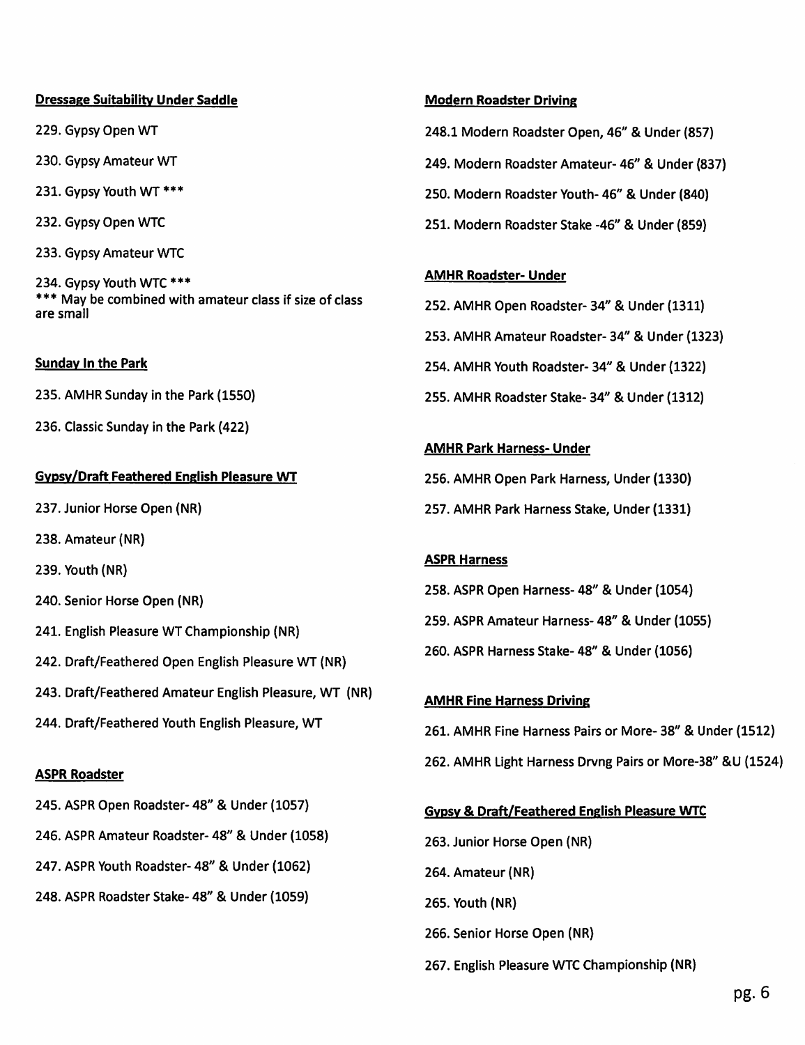**Dressage Suitability Under Saddle**

229. Gypsy Open WT

230. Gypsy Amateur WT

231. Gypsy Youth WT ***

232. Gypsy Open WTC

233. Gypsy Amateur WTC

234. Gypsy Youth WTC ***

*** May be combined with amateur class if size of class are small

**Sunday In the Park**

235. AMHR Sunday in the Park (1550)

236. Classic Sunday in the Park (422)

**Gypsy/Draft Feathered English Pleasure WT**

237. Junior Horse Open (NR)

238. Amateur (NR)

239. Youth (NR)

240. Senior Horse Open (NR)

241. English Pleasure WT Championship (NR)

242. Draft/Feathered Open English Pleasure WT (NR)

243. Draft/Feathered Amateur English Pleasure, WT (NR)

244. Draft/Feathered Youth English Pleasure, WT

**ASPR Roadster**

245. ASPR Open Roadster- 48" & Under (1057)

246. ASPR Amateur Roadster- 48" & Under (1058)

247. ASPR Youth Roadster- 48" & Under (1062)

248. ASPR Roadster Stake- 48" & Under (1059)

**Modern Roadster Driving**

248.1 Modern Roadster Open, 46" & Under (857)

249. Modern Roadster Amateur- 46" & Under (837)

250. Modern Roadster Youth- 46" & Under (840)

251. Modern Roadster Stake -46" & Under (859)

**AMHR Roadster- Under**

252. AMHR Open Roadster- 34" & Under (1311)

253. AMHR Amateur Roadster- 34" & Under (1323)

254. AMHR Youth Roadster- 34" & Under (1322)

255. AMHR Roadster Stake- 34" & Under (1312)

**AMHR Park Harness- Under**

256. AMHR Open Park Harness, Under (1330)

257. AMHR Park Harness Stake, Under (1331)

**ASPR Harness**

258. ASPR Open Harness- 48" & Under (1054)

259. ASPR Amateur Harness- 48" & Under (1055)

260. ASPR Harness Stake- 48" & Under (1056)

**AMHR Fine Harness Driving**

261. AMHR Fine Harness Pairs or More- 38" & Under (1512)

262. AMHR Light Harness Drvng Pairs or More-38" &U (1524)

**Gypsy & Draft/Feathered English Pleasure WTC**

263. Junior Horse Open (NR)

264. Amateur (NR)

265. Youth (NR)

266. Senior Horse Open (NR)

267. English Pleasure WTC Championship (NR)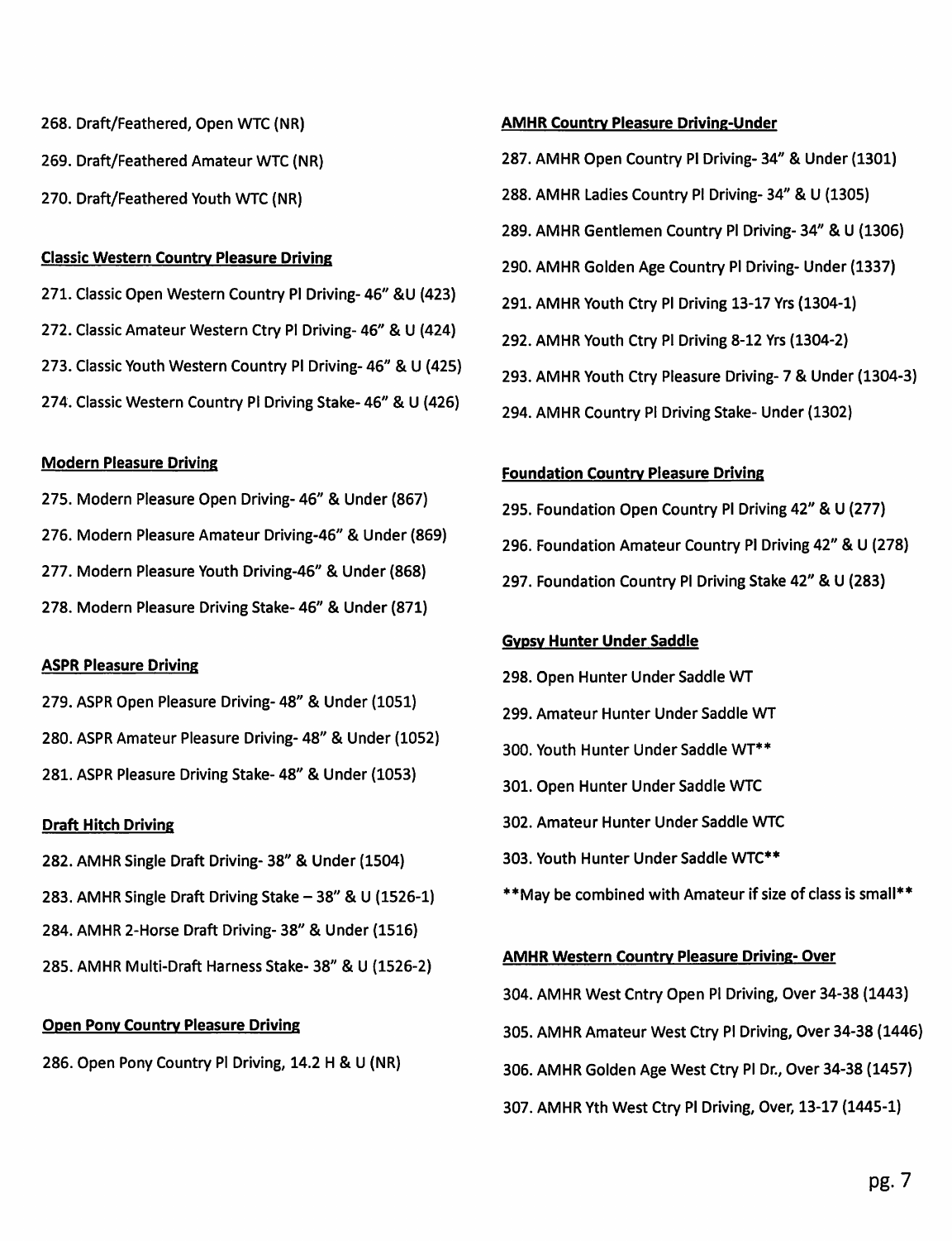268. Draft/Feathered, Open WTC (NR)

269. Draft/Feathered Amateur WTC (NR)

270. Draft/Feathered Youth WTC (NR)

**Classic Western Country Pleasure Driving**

271. Classic Open Western Country Pl Driving- 46" &U (423)

272. Classic Amateur Western Ctry Pl Driving- 46" & U (424)

273. Classic Youth Western Country Pl Driving- 46" & U (425)

274. Classic Western Country Pl Driving Stake- 46" & U (426)

**Modern Pleasure Driving**

275. Modern Pleasure Open Driving- 46" & Under (867)

276. Modern Pleasure Amateur Driving-46" & Under (869)

277. Modern Pleasure Youth Driving-46" & Under (868)

278. Modern Pleasure Driving Stake- 46" & Under (871)

**ASPR Pleasure Driving**

279. ASPR Open Pleasure Driving- 48" & Under (1051)

280. ASPR Amateur Pleasure Driving- 48" & Under (1052)

281. ASPR Pleasure Driving Stake- 48" & Under (1053)

**Draft Hitch Driving**

282. AMHR Single Draft Driving- 38" & Under (1504)

283. AMHR Single Draft Driving Stake – 38" & U (1526-1)

284. AMHR 2-Horse Draft Driving- 38" & Under (1516)

285. AMHR Multi-Draft Harness Stake- 38" & U (1526-2)

**Open Pony Country Pleasure Driving**

286. Open Pony Country Pl Driving, 14.2 H & U (NR)

**AMHR Country Pleasure Driving-Under**

287. AMHR Open Country Pl Driving- 34" & Under (1301)

288. AMHR Ladies Country Pl Driving- 34" & U (1305)

289. AMHR Gentlemen Country Pl Driving- 34" & U (1306)

290. AMHR Golden Age Country Pl Driving- Under (1337)

291. AMHR Youth Ctry Pl Driving 13-17 Yrs (1304-1)

292. AMHR Youth Ctry Pl Driving 8-12 Yrs (1304-2)

293. AMHR Youth Ctry Pleasure Driving- 7 & Under (1304-3)

294. AMHR Country Pl Driving Stake- Under (1302)

**Foundation Country Pleasure Driving**

295. Foundation Open Country Pl Driving 42" & U (277)

296. Foundation Amateur Country Pl Driving 42" & U (278)

297. Foundation Country Pl Driving Stake 42" & U (283)

**Gypsy Hunter Under Saddle**

298. Open Hunter Under Saddle WT

299. Amateur Hunter Under Saddle WT

300. Youth Hunter Under Saddle WT**

301. Open Hunter Under Saddle WTC

302. Amateur Hunter Under Saddle WTC

303. Youth Hunter Under Saddle WTC**

**May be combined with Amateur if size of class is small**

**AMHR Western Country Pleasure Driving- Over**

304. AMHR West Cntry Open Pl Driving, Over 34-38 (1443)

305. AMHR Amateur West Ctry Pl Driving, Over 34-38 (1446)

306. AMHR Golden Age West Ctry Pl Dr., Over 34-38 (1457)

307. AMHR Yth West Ctry Pl Driving, Over, 13-17 (1445-1)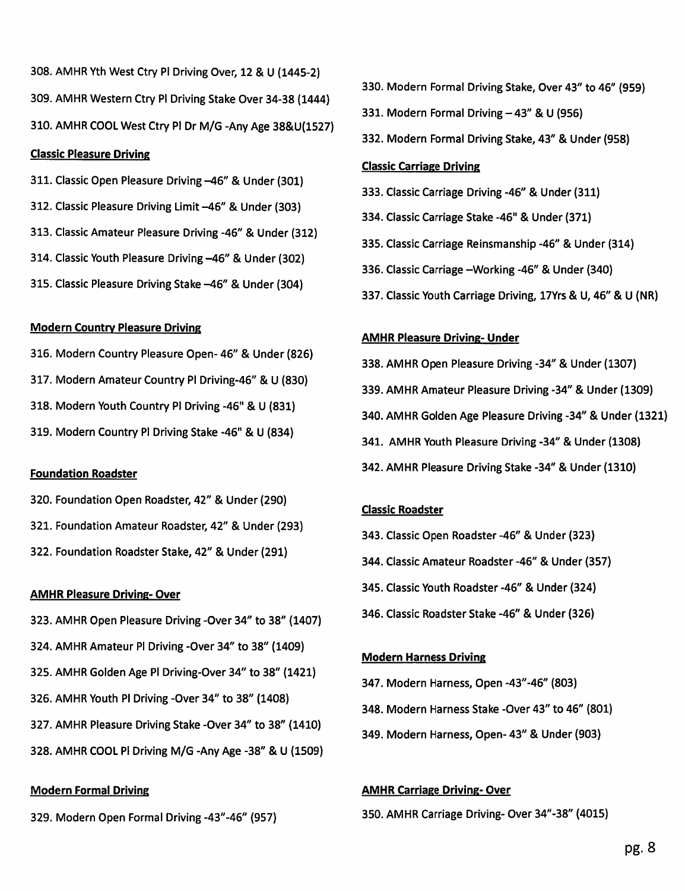308. AMHR Yth West Ctry Pl Driving Over, 12 & U (1445-2)

309. AMHR Western Ctry Pl Driving Stake Over 34-38 (1444)

310. AMHR COOL West Ctry Pl Dr M/G -Any Age 38&U(1527)

**Classic Pleasure Driving**

311. Classic Open Pleasure Driving –46" & Under (301)

312. Classic Pleasure Driving Limit –46" & Under (303)

313. Classic Amateur Pleasure Driving -46" & Under (312)

314. Classic Youth Pleasure Driving –46" & Under (302)

315. Classic Pleasure Driving Stake –46" & Under (304)

**Modern Country Pleasure Driving**

316. Modern Country Pleasure Open- 46" & Under (826)

317. Modern Amateur Country Pl Driving-46" & U (830)

318. Modern Youth Country Pl Driving -46" & U (831)

319. Modern Country Pl Driving Stake -46" & U (834)

**Foundation Roadster**

320. Foundation Open Roadster, 42" & Under (290)

321. Foundation Amateur Roadster, 42" & Under (293)

322. Foundation Roadster Stake, 42" & Under (291)

**AMHR Pleasure Driving- Over**

323. AMHR Open Pleasure Driving -Over 34" to 38" (1407)

324. AMHR Amateur Pl Driving -Over 34" to 38" (1409)

325. AMHR Golden Age Pl Driving-Over 34" to 38" (1421)

326. AMHR Youth Pl Driving -Over 34" to 38" (1408)

327. AMHR Pleasure Driving Stake -Over 34" to 38" (1410)

328. AMHR COOL Pl Driving M/G -Any Age -38" & U (1509)

**Modern Formal Driving**

329. Modern Open Formal Driving -43"-46" (957)

330. Modern Formal Driving Stake, Over 43" to 46" (959)

331. Modern Formal Driving – 43" & U (956)

332. Modern Formal Driving Stake, 43" & Under (958)

**Classic Carriage Driving**

333. Classic Carriage Driving -46" & Under (311)

334. Classic Carriage Stake -46" & Under (371)

335. Classic Carriage Reinsmanship -46" & Under (314)

336. Classic Carriage –Working -46" & Under (340)

337. Classic Youth Carriage Driving, 17Yrs & U, 46" & U (NR)

**AMHR Pleasure Driving- Under**

338. AMHR Open Pleasure Driving -34" & Under (1307)

339. AMHR Amateur Pleasure Driving -34" & Under (1309)

340. AMHR Golden Age Pleasure Driving -34" & Under (1321)

341. AMHR Youth Pleasure Driving -34" & Under (1308)

342. AMHR Pleasure Driving Stake -34" & Under (1310)

**Classic Roadster**

343. Classic Open Roadster -46" & Under (323)

344. Classic Amateur Roadster -46" & Under (357)

345. Classic Youth Roadster -46" & Under (324)

346. Classic Roadster Stake -46" & Under (326)

**Modern Harness Driving**

347. Modern Harness, Open -43"-46" (803)

348. Modern Harness Stake -Over 43" to 46" (801)

349. Modern Harness, Open- 43" & Under (903)

**AMHR Carriage Driving- Over**

350. AMHR Carriage Driving- Over 34"-38" (4015)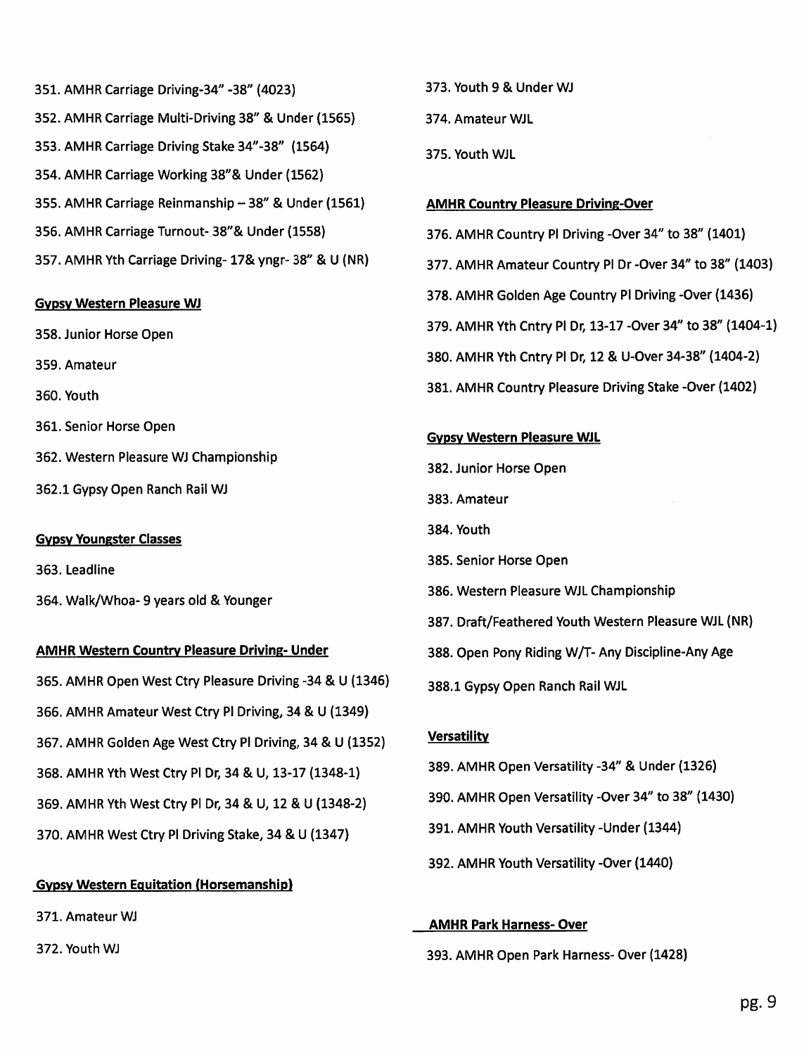351. AMHR Carriage Driving-34" -38" (4023)

352. AMHR Carriage Multi-Driving 38" & Under (1565)

353. AMHR Carriage Driving Stake 34"-38" (1564)

354. AMHR Carriage Working 38"& Under (1562)

355. AMHR Carriage Reinmanship – 38" & Under (1561)

356. AMHR Carriage Turnout- 38"& Under (1558)

357. AMHR Yth Carriage Driving- 17& yngr- 38" & U (NR)

**Gypsy Western Pleasure WJ**

358. Junior Horse Open

359. Amateur

360. Youth

361. Senior Horse Open

362. Western Pleasure WJ Championship

362.1 Gypsy Open Ranch Rail WJ

**Gypsy Youngster Classes**

363. Leadline

364. Walk/Whoa- 9 years old & Younger

**AMHR Western Country Pleasure Driving- Under**

365. AMHR Open West Ctry Pleasure Driving -34 & U (1346)

366. AMHR Amateur West Ctry Pl Driving, 34 & U (1349)

367. AMHR Golden Age West Ctry Pl Driving, 34 & U (1352)

368. AMHR Yth West Ctry Pl Dr, 34 & U, 13-17 (1348-1)

369. AMHR Yth West Ctry Pl Dr, 34 & U, 12 & U (1348-2)

370. AMHR West Ctry Pl Driving Stake, 34 & U (1347)

**Gypsy Western Equitation (Horsemanship)**

371. Amateur WJ

372. Youth WJ

373. Youth 9 & Under WJ

374. Amateur WJL

375. Youth WJL

**AMHR Country Pleasure Driving-Over**

376. AMHR Country Pl Driving -Over 34" to 38" (1401)

377. AMHR Amateur Country Pl Dr -Over 34" to 38" (1403)

378. AMHR Golden Age Country Pl Driving -Over (1436)

379. AMHR Yth Cntry Pl Dr, 13-17 -Over 34" to 38" (1404-1)

380. AMHR Yth Cntry Pl Dr, 12 & U-Over 34-38" (1404-2)

381. AMHR Country Pleasure Driving Stake -Over (1402)

**Gypsy Western Pleasure WJL**

382. Junior Horse Open

383. Amateur

384. Youth

385. Senior Horse Open

386. Western Pleasure WJL Championship

387. Draft/Feathered Youth Western Pleasure WJL (NR)

388. Open Pony Riding W/T- Any Discipline-Any Age

388.1 Gypsy Open Ranch Rail WJL

**Versatility**

389. AMHR Open Versatility -34" & Under (1326)

390. AMHR Open Versatility -Over 34" to 38" (1430)

391. AMHR Youth Versatility -Under (1344)

392. AMHR Youth Versatility -Over (1440)

**AMHR Park Harness- Over**

393. AMHR Open Park Harness- Over (1428)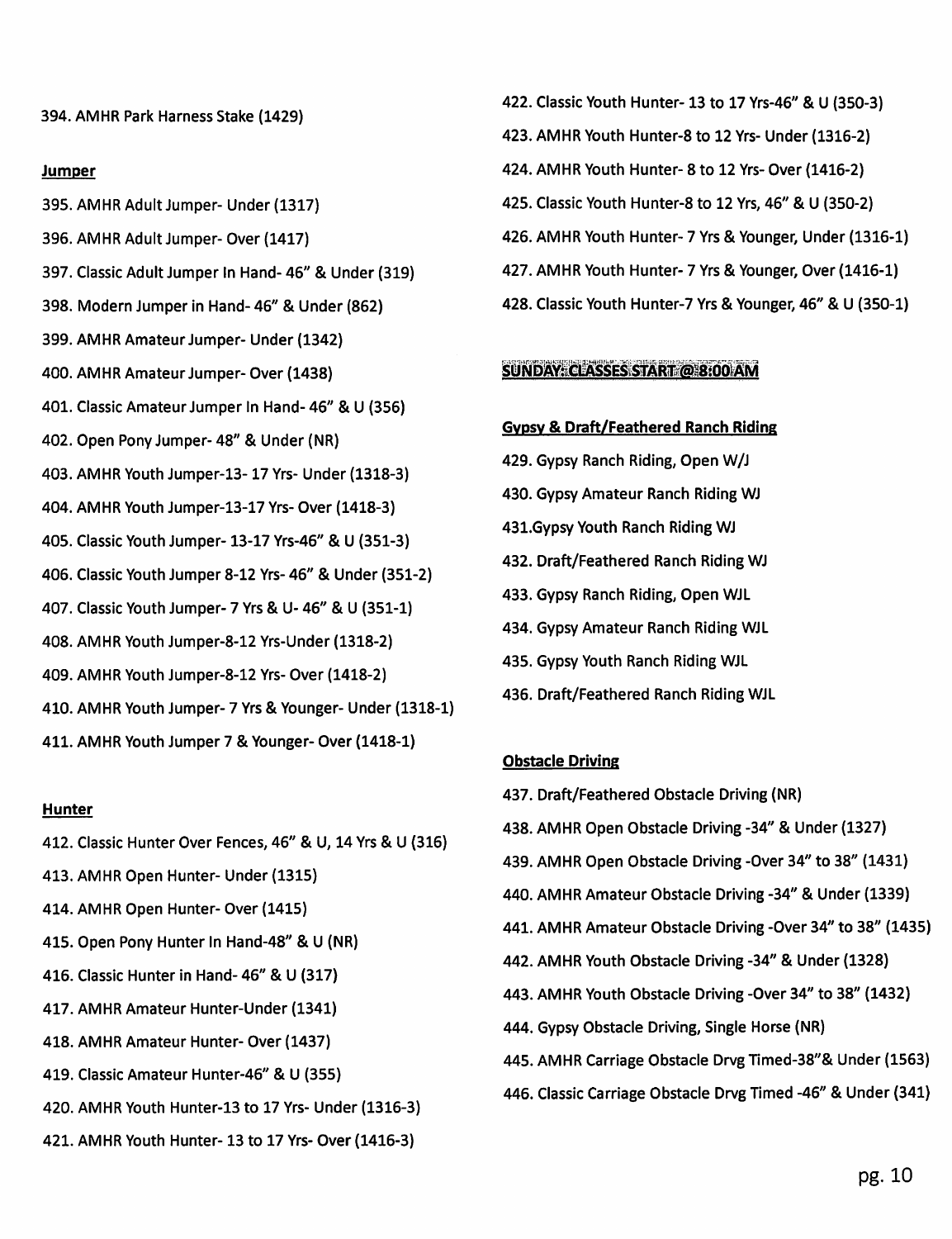394. AMHR Park Harness Stake (1429)

**Jumper**

395. AMHR Adult Jumper- Under (1317)
396. AMHR Adult Jumper- Over (1417)
397. Classic Adult Jumper In Hand- 46" & Under (319)
398. Modern Jumper in Hand- 46" & Under (862)
399. AMHR Amateur Jumper- Under (1342)
400. AMHR Amateur Jumper- Over (1438)
401. Classic Amateur Jumper In Hand- 46" & U (356)
402. Open Pony Jumper- 48" & Under (NR)
403. AMHR Youth Jumper-13- 17 Yrs- Under (1318-3)
404. AMHR Youth Jumper-13-17 Yrs- Over (1418-3)
405. Classic Youth Jumper- 13-17 Yrs-46" & U (351-3)
406. Classic Youth Jumper 8-12 Yrs- 46" & Under (351-2)
407. Classic Youth Jumper- 7 Yrs & U- 46" & U (351-1)
408. AMHR Youth Jumper-8-12 Yrs-Under (1318-2)
409. AMHR Youth Jumper-8-12 Yrs- Over (1418-2)
410. AMHR Youth Jumper- 7 Yrs & Younger- Under (1318-1)
411. AMHR Youth Jumper 7 & Younger- Over (1418-1)

**Hunter**

412. Classic Hunter Over Fences, 46" & U, 14 Yrs & U (316)
413. AMHR Open Hunter- Under (1315)
414. AMHR Open Hunter- Over (1415)
415. Open Pony Hunter In Hand-48" & U (NR)
416. Classic Hunter in Hand- 46" & U (317)
417. AMHR Amateur Hunter-Under (1341)
418. AMHR Amateur Hunter- Over (1437)
419. Classic Amateur Hunter-46" & U (355)
420. AMHR Youth Hunter-13 to 17 Yrs- Under (1316-3)
421. AMHR Youth Hunter- 13 to 17 Yrs- Over (1416-3)
422. Classic Youth Hunter- 13 to 17 Yrs-46" & U (350-3)
423. AMHR Youth Hunter-8 to 12 Yrs- Under (1316-2)
424. AMHR Youth Hunter- 8 to 12 Yrs- Over (1416-2)
425. Classic Youth Hunter-8 to 12 Yrs, 46" & U (350-2)
426. AMHR Youth Hunter- 7 Yrs & Younger, Under (1316-1)
427. AMHR Youth Hunter- 7 Yrs & Younger, Over (1416-1)
428. Classic Youth Hunter-7 Yrs & Younger, 46" & U (350-1)

**SUNDAY: CLASSES START @ 8:00 AM**

**Gypsy & Draft/Feathered Ranch Riding**

429. Gypsy Ranch Riding, Open W/J
430. Gypsy Amateur Ranch Riding WJ
431. Gypsy Youth Ranch Riding WJ
432. Draft/Feathered Ranch Riding WJ
433. Gypsy Ranch Riding, Open WJL
434. Gypsy Amateur Ranch Riding WJL
435. Gypsy Youth Ranch Riding WJL
436. Draft/Feathered Ranch Riding WJL

**Obstacle Driving**

437. Draft/Feathered Obstacle Driving (NR)
438. AMHR Open Obstacle Driving -34" & Under (1327)
439. AMHR Open Obstacle Driving -Over 34" to 38" (1431)
440. AMHR Amateur Obstacle Driving -34" & Under (1339)
441. AMHR Amateur Obstacle Driving -Over 34" to 38" (1435)
442. AMHR Youth Obstacle Driving -34" & Under (1328)
443. AMHR Youth Obstacle Driving -Over 34" to 38" (1432)
444. Gypsy Obstacle Driving, Single Horse (NR)
445. AMHR Carriage Obstacle Drvg Timed-38"& Under (1563)
446. Classic Carriage Obstacle Drvg Timed -46" & Under (341)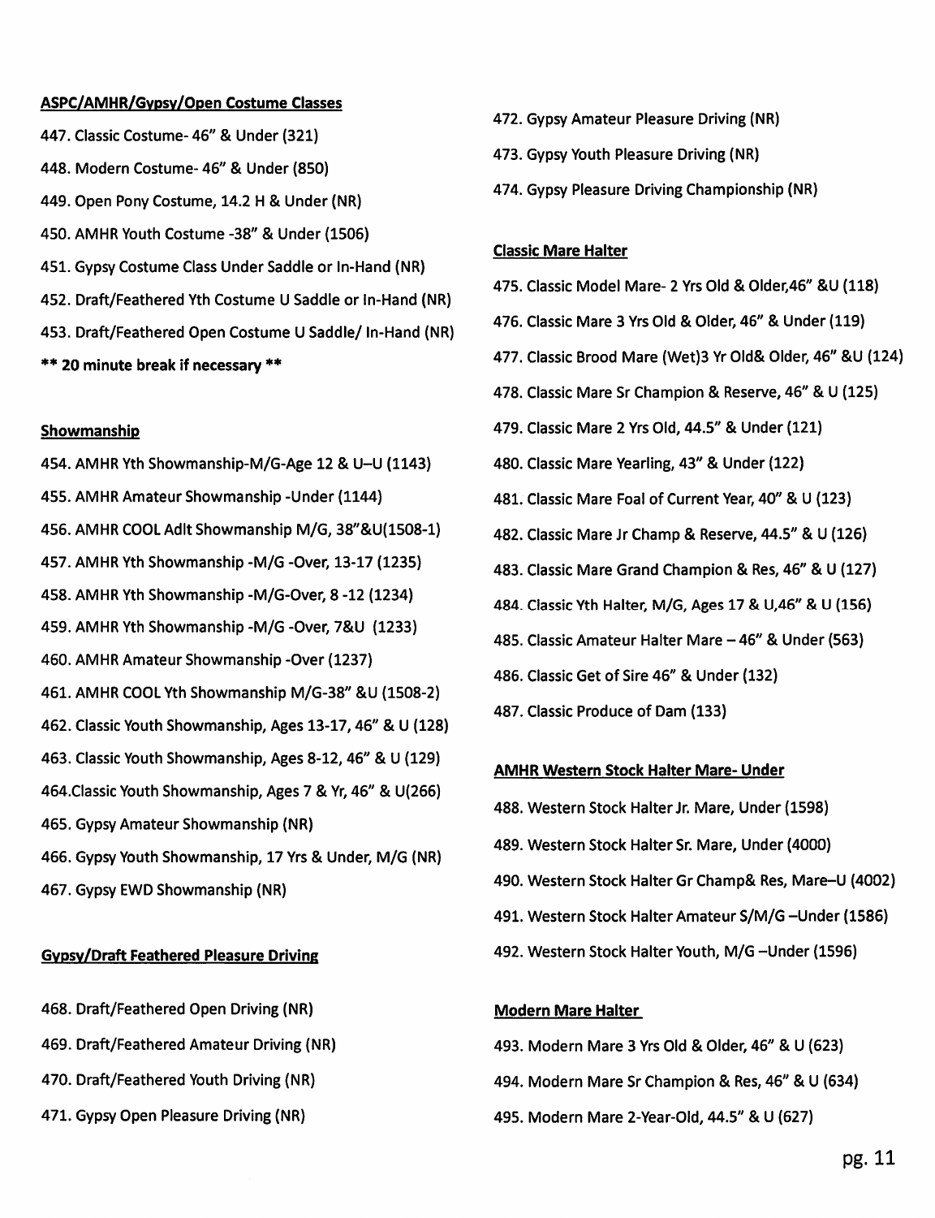**ASPC/AMHR/Gypsy/Open Costume Classes**

447. Classic Costume- 46" & Under (321)
448. Modern Costume- 46" & Under (850)
449. Open Pony Costume, 14.2 H & Under (NR)
450. AMHR Youth Costume -38" & Under (1506)
451. Gypsy Costume Class Under Saddle or In-Hand (NR)
452. Draft/Feathered Yth Costume U Saddle or In-Hand (NR)
453. Draft/Feathered Open Costume U Saddle/ In-Hand (NR)

**** 20 minute break if necessary ****

**Showmanship**

454. AMHR Yth Showmanship-M/G-Age 12 & U–U (1143)
455. AMHR Amateur Showmanship -Under (1144)
456. AMHR COOL Adlt Showmanship M/G, 38"&U(1508-1)
457. AMHR Yth Showmanship -M/G -Over, 13-17 (1235)
458. AMHR Yth Showmanship -M/G-Over, 8 -12 (1234)
459. AMHR Yth Showmanship -M/G -Over, 7&U (1233)
460. AMHR Amateur Showmanship -Over (1237)
461. AMHR COOL Yth Showmanship M/G-38" &U (1508-2)
462. Classic Youth Showmanship, Ages 13-17, 46" & U (128)
463. Classic Youth Showmanship, Ages 8-12, 46" & U (129)
464. Classic Youth Showmanship, Ages 7 & Yr, 46" & U(266)
465. Gypsy Amateur Showmanship (NR)
466. Gypsy Youth Showmanship, 17 Yrs & Under, M/G (NR)
467. Gypsy EWD Showmanship (NR)

**Gypsy/Draft Feathered Pleasure Driving**

468. Draft/Feathered Open Driving (NR)
469. Draft/Feathered Amateur Driving (NR)
470. Draft/Feathered Youth Driving (NR)
471. Gypsy Open Pleasure Driving (NR)
472. Gypsy Amateur Pleasure Driving (NR)
473. Gypsy Youth Pleasure Driving (NR)
474. Gypsy Pleasure Driving Championship (NR)

**Classic Mare Halter**

475. Classic Model Mare- 2 Yrs Old & Older,46" &U (118)
476. Classic Mare 3 Yrs Old & Older, 46" & Under (119)
477. Classic Brood Mare (Wet)3 Yr Old& Older, 46" &U (124)
478. Classic Mare Sr Champion & Reserve, 46" & U (125)
479. Classic Mare 2 Yrs Old, 44.5" & Under (121)
480. Classic Mare Yearling, 43" & Under (122)
481. Classic Mare Foal of Current Year, 40" & U (123)
482. Classic Mare Jr Champ & Reserve, 44.5" & U (126)
483. Classic Mare Grand Champion & Res, 46" & U (127)
484. Classic Yth Halter, M/G, Ages 17 & U,46" & U (156)
485. Classic Amateur Halter Mare – 46" & Under (563)
486. Classic Get of Sire 46" & Under (132)
487. Classic Produce of Dam (133)

**AMHR Western Stock Halter Mare- Under**

488. Western Stock Halter Jr. Mare, Under (1598)
489. Western Stock Halter Sr. Mare, Under (4000)
490. Western Stock Halter Gr Champ& Res, Mare–U (4002)
491. Western Stock Halter Amateur S/M/G –Under (1586)
492. Western Stock Halter Youth, M/G –Under (1596)

**Modern Mare Halter**

493. Modern Mare 3 Yrs Old & Older, 46" & U (623)
494. Modern Mare Sr Champion & Res, 46" & U (634)
495. Modern Mare 2-Year-Old, 44.5" & U (627)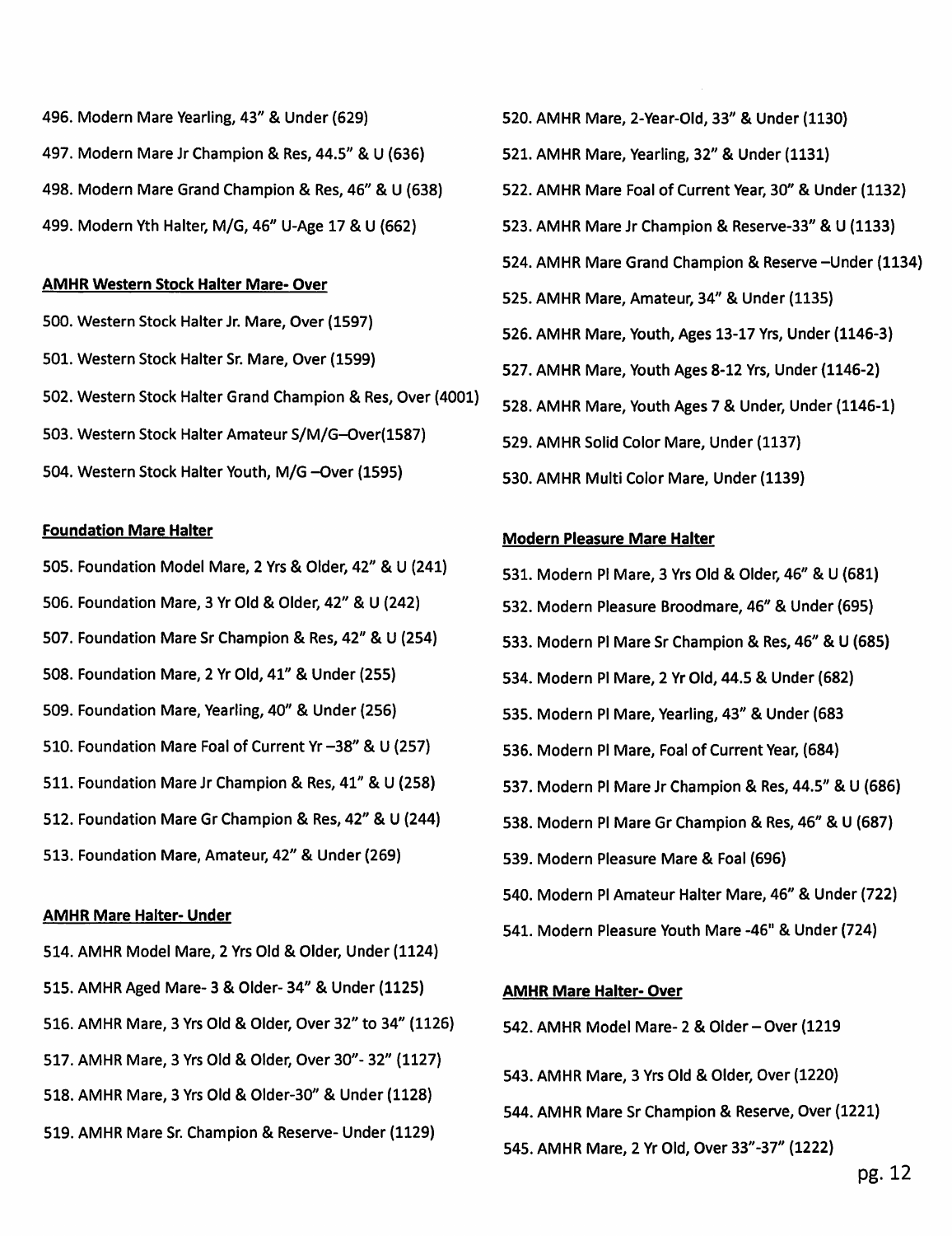496. Modern Mare Yearling, 43" & Under (629)

497. Modern Mare Jr Champion & Res, 44.5" & U (636)

498. Modern Mare Grand Champion & Res, 46" & U (638)

499. Modern Yth Halter, M/G, 46" U-Age 17 & U (662)

**AMHR Western Stock Halter Mare- Over**

500. Western Stock Halter Jr. Mare, Over (1597)

501. Western Stock Halter Sr. Mare, Over (1599)

502. Western Stock Halter Grand Champion & Res, Over (4001)

503. Western Stock Halter Amateur S/M/G–Over(1587)

504. Western Stock Halter Youth, M/G –Over (1595)

**Foundation Mare Halter**

505. Foundation Model Mare, 2 Yrs & Older, 42" & U (241)

506. Foundation Mare, 3 Yr Old & Older, 42" & U (242)

507. Foundation Mare Sr Champion & Res, 42" & U (254)

508. Foundation Mare, 2 Yr Old, 41" & Under (255)

509. Foundation Mare, Yearling, 40" & Under (256)

510. Foundation Mare Foal of Current Yr –38" & U (257)

511. Foundation Mare Jr Champion & Res, 41" & U (258)

512. Foundation Mare Gr Champion & Res, 42" & U (244)

513. Foundation Mare, Amateur, 42" & Under (269)

**AMHR Mare Halter- Under**

514. AMHR Model Mare, 2 Yrs Old & Older, Under (1124)

515. AMHR Aged Mare- 3 & Older- 34" & Under (1125)

516. AMHR Mare, 3 Yrs Old & Older, Over 32" to 34" (1126)

517. AMHR Mare, 3 Yrs Old & Older, Over 30"- 32" (1127)

518. AMHR Mare, 3 Yrs Old & Older-30" & Under (1128)

519. AMHR Mare Sr. Champion & Reserve- Under (1129)

520. AMHR Mare, 2-Year-Old, 33" & Under (1130)

521. AMHR Mare, Yearling, 32" & Under (1131)

522. AMHR Mare Foal of Current Year, 30" & Under (1132)

523. AMHR Mare Jr Champion & Reserve-33" & U (1133)

524. AMHR Mare Grand Champion & Reserve –Under (1134)

525. AMHR Mare, Amateur, 34" & Under (1135)

526. AMHR Mare, Youth, Ages 13-17 Yrs, Under (1146-3)

527. AMHR Mare, Youth Ages 8-12 Yrs, Under (1146-2)

528. AMHR Mare, Youth Ages 7 & Under, Under (1146-1)

529. AMHR Solid Color Mare, Under (1137)

530. AMHR Multi Color Mare, Under (1139)

**Modern Pleasure Mare Halter**

531. Modern Pl Mare, 3 Yrs Old & Older, 46" & U (681)

532. Modern Pleasure Broodmare, 46" & Under (695)

533. Modern Pl Mare Sr Champion & Res, 46" & U (685)

534. Modern Pl Mare, 2 Yr Old, 44.5 & Under (682)

535. Modern Pl Mare, Yearling, 43" & Under (683

536. Modern Pl Mare, Foal of Current Year, (684)

537. Modern Pl Mare Jr Champion & Res, 44.5" & U (686)

538. Modern Pl Mare Gr Champion & Res, 46" & U (687)

539. Modern Pleasure Mare & Foal (696)

540. Modern Pl Amateur Halter Mare, 46" & Under (722)

541. Modern Pleasure Youth Mare -46" & Under (724)

**AMHR Mare Halter- Over**

542. AMHR Model Mare- 2 & Older – Over (1219

543. AMHR Mare, 3 Yrs Old & Older, Over (1220)

544. AMHR Mare Sr Champion & Reserve, Over (1221)

545. AMHR Mare, 2 Yr Old, Over 33"-37" (1222)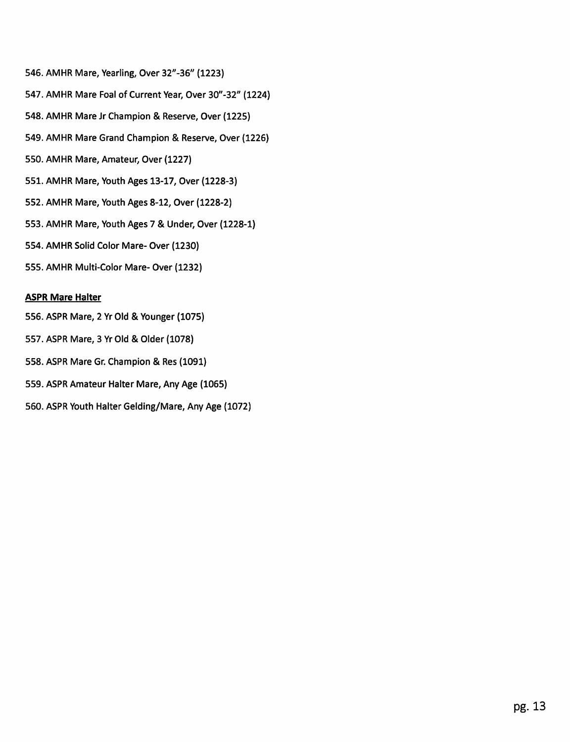546. AMHR Mare, Yearling, Over 32"-36" (1223)

547. AMHR Mare Foal of Current Year, Over 30"-32" (1224)

548. AMHR Mare Jr Champion & Reserve, Over (1225)

549. AMHR Mare Grand Champion & Reserve, Over (1226)

550. AMHR Mare, Amateur, Over (1227)

551. AMHR Mare, Youth Ages 13-17, Over (1228-3)

552. AMHR Mare, Youth Ages 8-12, Over (1228-2)

553. AMHR Mare, Youth Ages 7 & Under, Over (1228-1)

554. AMHR Solid Color Mare- Over (1230)

555. AMHR Multi-Color Mare- Over (1232)

**ASPR Mare Halter**

556. ASPR Mare, 2 Yr Old & Younger (1075)

557. ASPR Mare, 3 Yr Old & Older (1078)

558. ASPR Mare Gr. Champion & Res (1091)

559. ASPR Amateur Halter Mare, Any Age (1065)

560. ASPR Youth Halter Gelding/Mare, Any Age (1072)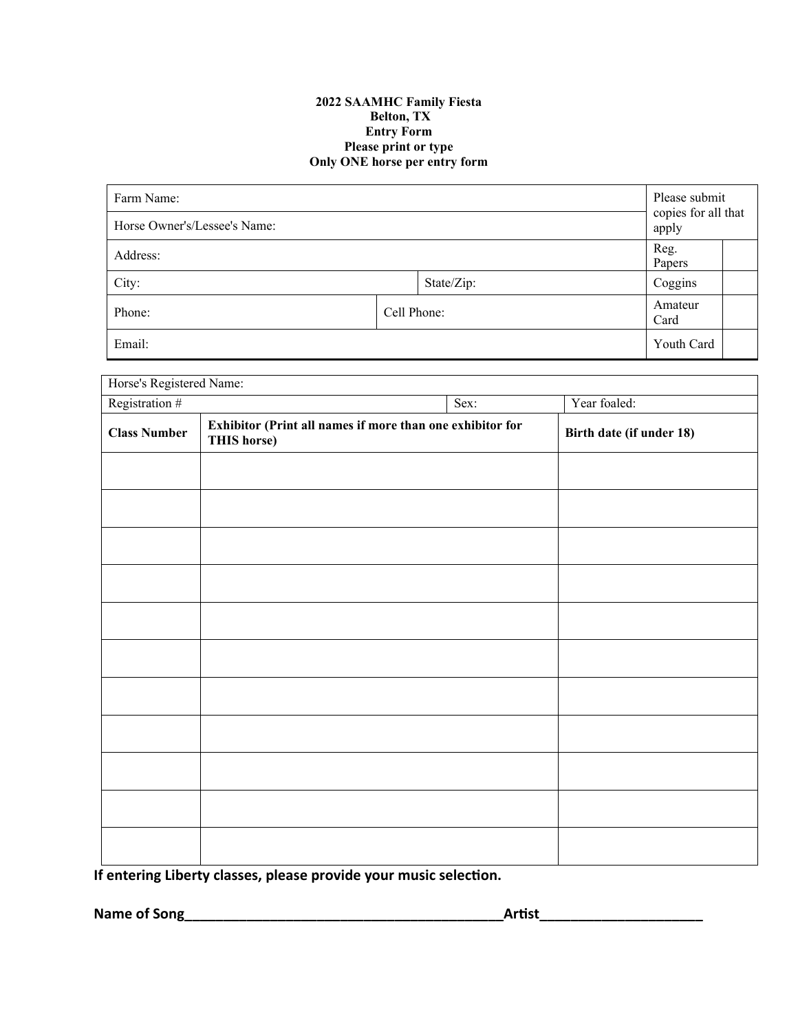**2022 SAAMHC Family Fiesta**
**Belton, TX**
**Entry Form**
**Please print or type**
**Only ONE horse per entry form**

| Farm Name: | | | Please submit copies for all that apply | |
|---|---|---|---|---|
| Horse Owner's/Lessee's Name: | | | | |
| Address: | | | Reg. Papers | |
| City: | | State/Zip: | Coggins | |
| Phone: | Cell Phone: | | Amateur Card | |
| Email: | | | Youth Card | |

| Horse's Registered Name: | | | |
|---|---|---|---|
| Registration # | | Sex: | Year foaled: |
| **Class Number** | **Exhibitor (Print all names if more than one exhibitor for THIS horse)** | | **Birth date (if under 18)** |
| | | | |
| | | | |
| | | | |
| | | | |
| | | | |
| | | | |
| | | | |
| | | | |
| | | | |
| | | | |
| | | | |

**If entering Liberty classes, please provide your music selection.**

**Name of Song\_\_\_\_\_\_\_\_\_\_\_\_\_\_\_\_\_\_\_\_\_\_\_\_\_\_\_\_\_\_\_\_\_\_\_\_\_\_\_\_\_\_Artist\_\_\_\_\_\_\_\_\_\_\_\_\_\_\_\_\_\_\_\_\_\_**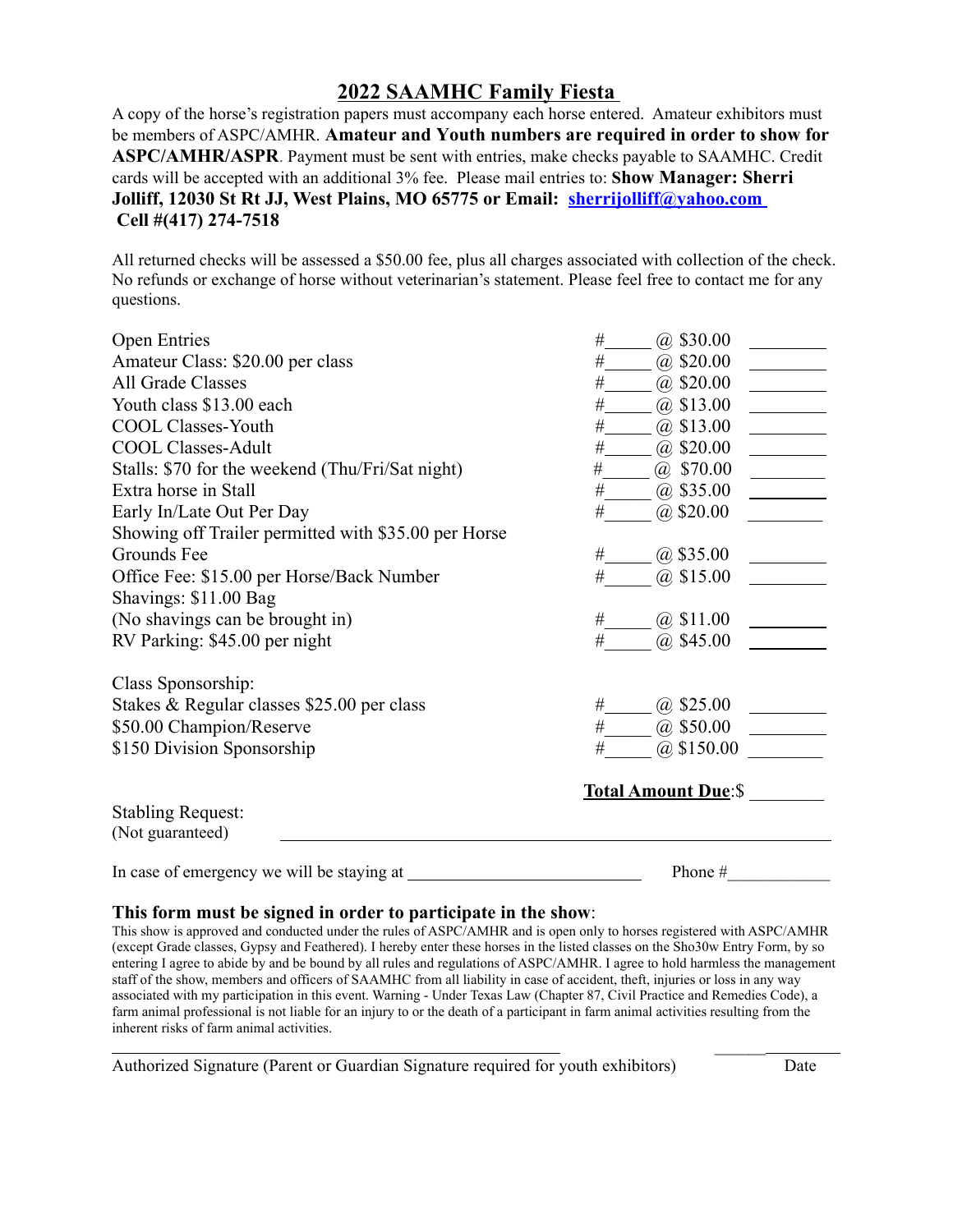## 2022 SAAMHC Family Fiesta

A copy of the horse's registration papers must accompany each horse entered. Amateur exhibitors must be members of ASPC/AMHR. **Amateur and Youth numbers are required in order to show for ASPC/AMHR/ASPR**. Payment must be sent with entries, make checks payable to SAAMHC. Credit cards will be accepted with an additional 3% fee. Please mail entries to: **Show Manager: Sherri Jolliff, 12030 St Rt JJ, West Plains, MO 65775 or Email: sherrijolliff@yahoo.com Cell #(417) 274-7518**

All returned checks will be assessed a $50.00 fee, plus all charges associated with collection of the check. No refunds or exchange of horse without veterinarian's statement. Please feel free to contact me for any questions.

| Item | # | Rate | Amount |
|---|---|---|---|
| Open Entries | #_____ | @ $30.00 | ________ |
| Amateur Class: $20.00 per class | #_____ | @ $20.00 | ________ |
| All Grade Classes | #_____ | @ $20.00 | ________ |
| Youth class $13.00 each | #_____ | @ $13.00 | ________ |
| COOL Classes-Youth | #_____ | @ $13.00 | ________ |
| COOL Classes-Adult | #_____ | @ $20.00 | ________ |
| Stalls: $70 for the weekend (Thu/Fri/Sat night) | #_____ | @ $70.00 | ________ |
| Extra horse in Stall | #_____ | @ $35.00 | ________ |
| Early In/Late Out Per Day | #_____ | @ $20.00 | ________ |
| Showing off Trailer permitted with $35.00 per Horse Grounds Fee | #_____ | @ $35.00 | ________ |
| Office Fee: $15.00 per Horse/Back Number | #_____ | @ $15.00 | ________ |
| Shavings: $11.00 Bag (No shavings can be brought in) | #_____ | @ $11.00 | ________ |
| RV Parking: $45.00 per night | #_____ | @ $45.00 | ________ |
| **Class Sponsorship:** | | | |
| Stakes & Regular classes $25.00 per class | #_____ | @ $25.00 | ________ |
| $50.00 Champion/Reserve | #_____ | @ $50.00 | ________ |
| $150 Division Sponsorship | #_____ | @ $150.00 | ________ |
| | | **Total Amount Due**:$ | ________ |

Stabling Request:
(Not guaranteed) ____________________________________________

In case of emergency we will be staying at ________________________ Phone #____________

### This form must be signed in order to participate in the show:

This show is approved and conducted under the rules of ASPC/AMHR and is open only to horses registered with ASPC/AMHR (except Grade classes, Gypsy and Feathered). I hereby enter these horses in the listed classes on the Sho30w Entry Form, by so entering I agree to abide by and be bound by all rules and regulations of ASPC/AMHR. I agree to hold harmless the management staff of the show, members and officers of SAAMHC from all liability in case of accident, theft, injuries or loss in any way associated with my participation in this event. Warning - Under Texas Law (Chapter 87, Civil Practice and Remedies Code), a farm animal professional is not liable for an injury to or the death of a participant in farm animal activities resulting from the inherent risks of farm animal activities.

______________________________________________ ________________

Authorized Signature (Parent or Guardian Signature required for youth exhibitors) Date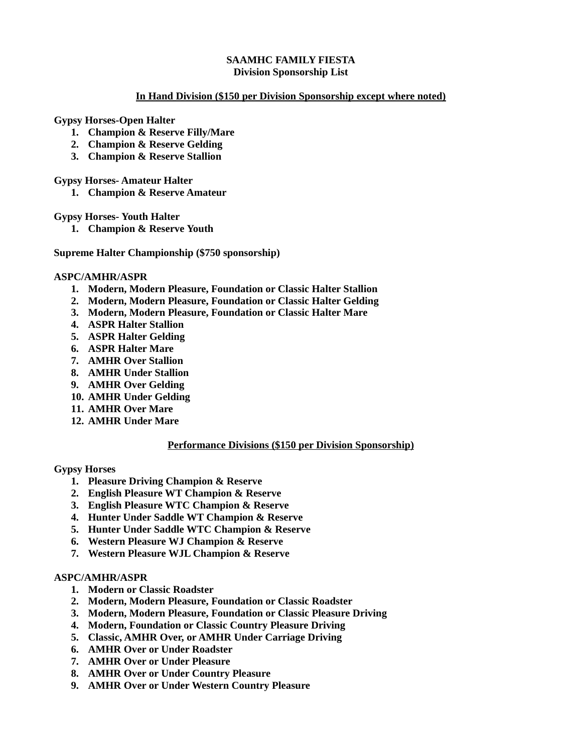**SAAMHC FAMILY FIESTA**
**Division Sponsorship List**

**In Hand Division ($150 per Division Sponsorship except where noted)**

**Gypsy Horses-Open Halter**

1. **Champion & Reserve Filly/Mare**
2. **Champion & Reserve Gelding**
3. **Champion & Reserve Stallion**

**Gypsy Horses- Amateur Halter**

1. **Champion & Reserve Amateur**

**Gypsy Horses- Youth Halter**

1. **Champion & Reserve Youth**

**Supreme Halter Championship ($750 sponsorship)**

**ASPC/AMHR/ASPR**

1. **Modern, Modern Pleasure, Foundation or Classic Halter Stallion**
2. **Modern, Modern Pleasure, Foundation or Classic Halter Gelding**
3. **Modern, Modern Pleasure, Foundation or Classic Halter Mare**
4. **ASPR Halter Stallion**
5. **ASPR Halter Gelding**
6. **ASPR Halter Mare**
7. **AMHR Over Stallion**
8. **AMHR Under Stallion**
9. **AMHR Over Gelding**
10. **AMHR Under Gelding**
11. **AMHR Over Mare**
12. **AMHR Under Mare**

**Performance Divisions ($150 per Division Sponsorship)**

**Gypsy Horses**

1. **Pleasure Driving Champion & Reserve**
2. **English Pleasure WT Champion & Reserve**
3. **English Pleasure WTC Champion & Reserve**
4. **Hunter Under Saddle WT Champion & Reserve**
5. **Hunter Under Saddle WTC Champion & Reserve**
6. **Western Pleasure WJ Champion & Reserve**
7. **Western Pleasure WJL Champion & Reserve**

**ASPC/AMHR/ASPR**

1. **Modern or Classic Roadster**
2. **Modern, Modern Pleasure, Foundation or Classic Roadster**
3. **Modern, Modern Pleasure, Foundation or Classic Pleasure Driving**
4. **Modern, Foundation or Classic Country Pleasure Driving**
5. **Classic, AMHR Over, or AMHR Under Carriage Driving**
6. **AMHR Over or Under Roadster**
7. **AMHR Over or Under Pleasure**
8. **AMHR Over or Under Country Pleasure**
9. **AMHR Over or Under Western Country Pleasure**